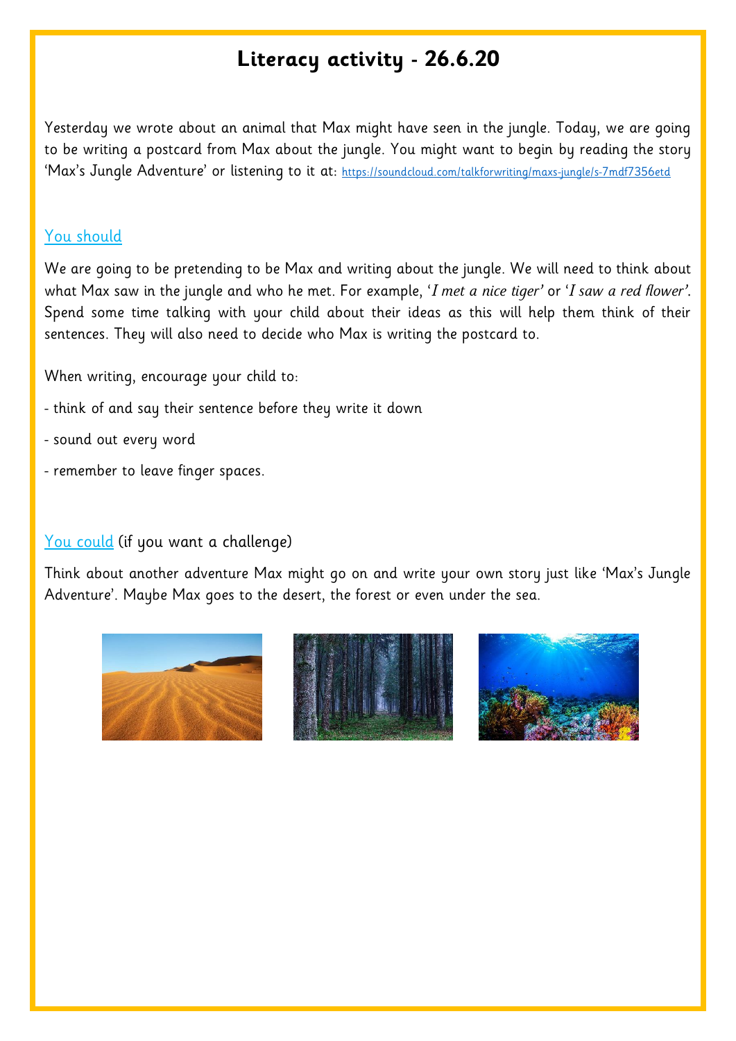# Literacy activity - 26.6.20

Yesterday we wrote about an animal that Max might have seen in the jungle. Today, we are going to be writing a postcard from Max about the jungle. You might want to begin by reading the story 'Max's Jungle Adventure' or listening to it at: https://soundcloud.com/talkforwriting/maxs-jungle/s-7mdf7356etd

## You should

We are going to be pretending to be Max and writing about the jungle. We will need to think about what Max saw in the jungle and who he met. For example, '*I met a nice tiger*' or '*I saw a red flower*'. Spend some time talking with your child about their ideas as this will help them think of their sentences. They will also need to decide who Max is writing the postcard to.

When writing, encourage your child to:

- think of and say their sentence before they write it down
- sound out every word
- remember to leave finger spaces.

## You could (if you want a challenge)

Think about another adventure Max might go on and write your own story just like 'Max's Jungle Adventure'. Maybe Max goes to the desert, the forest or even under the sea.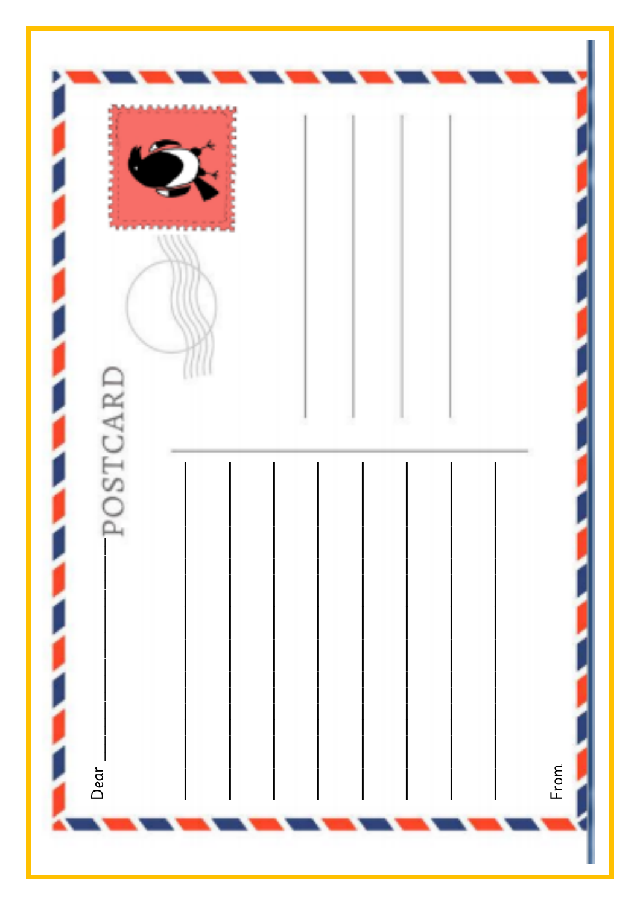POSTCARD

Dear ____________

From